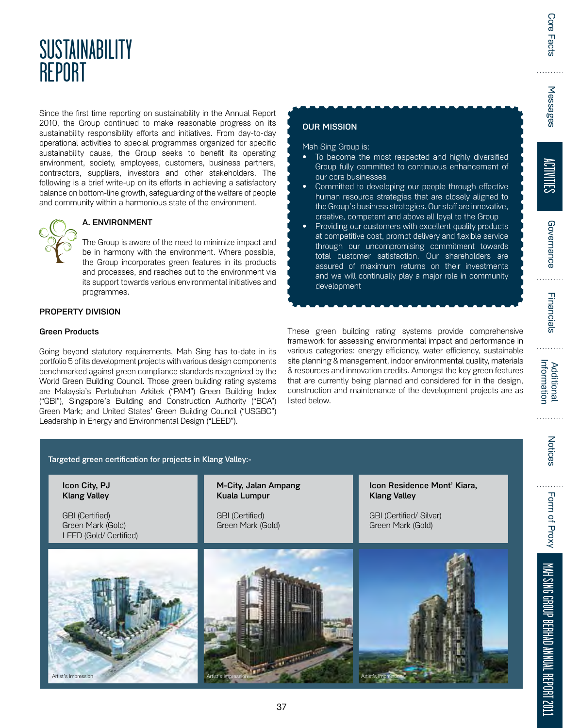# SUSTAINABILITY REPORT

Since the first time reporting on sustainability in the Annual Report 2010, the Group continued to make reasonable progress on its sustainability responsibility efforts and initiatives. From day-to-day operational activities to special programmes organized for specific sustainability cause, the Group seeks to benefit its operating environment, society, employees, customers, business partners, contractors, suppliers, investors and other stakeholders. The following is a brief write-up on its efforts in achieving a satisfactory balance on bottom-line growth, safeguarding of the welfare of people and community within a harmonious state of the environment.

## A. ENVIRONMENT

The Group is aware of the need to minimize impact and be in harmony with the environment. Where possible, the Group incorporates green features in its products and processes, and reaches out to the environment via its support towards various environmental initiatives and programmes.

### PROPERTY DIVISION

#### Green Products

Going beyond statutory requirements, Mah Sing has to-date in its portfolio 5 of its development projects with various design components benchmarked against green compliance standards recognized by the World Green Building Council. Those green building rating systems are Malaysia's Pertubuhan Arkitek ("PAM") Green Building Index ("GBI"), Singapore's Building and Construction Authority ("BCA") Green Mark; and United States' Green Building Council ("USGBC") Leadership in Energy and Environmental Design ("LEED").

**OUR MISSION**

Mah Sing Group is:

- To become the most respected and highly diversified Group fully committed to continuous enhancement of our core businesses
- Committed to developing our people through effective human resource strategies that are closely aligned to the Group's business strategies. Our staff are innovative, creative, competent and above all loyal to the Group
- Providing our customers with excellent quality products at competitive cost, prompt delivery and flexible service through our uncompromising commitment towards total customer satisfaction. Our shareholders are assured of maximum returns on their investments and we will continually play a major role in community development

These green building rating systems provide comprehensive framework for assessing environmental impact and performance in various categories: energy efficiency, water efficiency, sustainable site planning & management, indoor environmental quality, materials & resources and innovation credits. Amongst the key green features that are currently being planned and considered for in the design, construction and maintenance of the development projects are as listed below.

**Targeted green certification for projects in Klang Valley:-**

| Icon City, PJ Klang Valley | M-City, Jalan Ampang Kuala Lumpur | Icon Residence Mont' Kiara, Klang Valley |
|---|---|---|
| GBI (Certified)<br>Green Mark (Gold)<br>LEED (Gold/ Certified) | GBI (Certified)<br>Green Mark (Gold) | GBI (Certified/ Silver)<br>Green Mark (Gold) |

Artist's Impression

Artist's Impression

Artist's Impression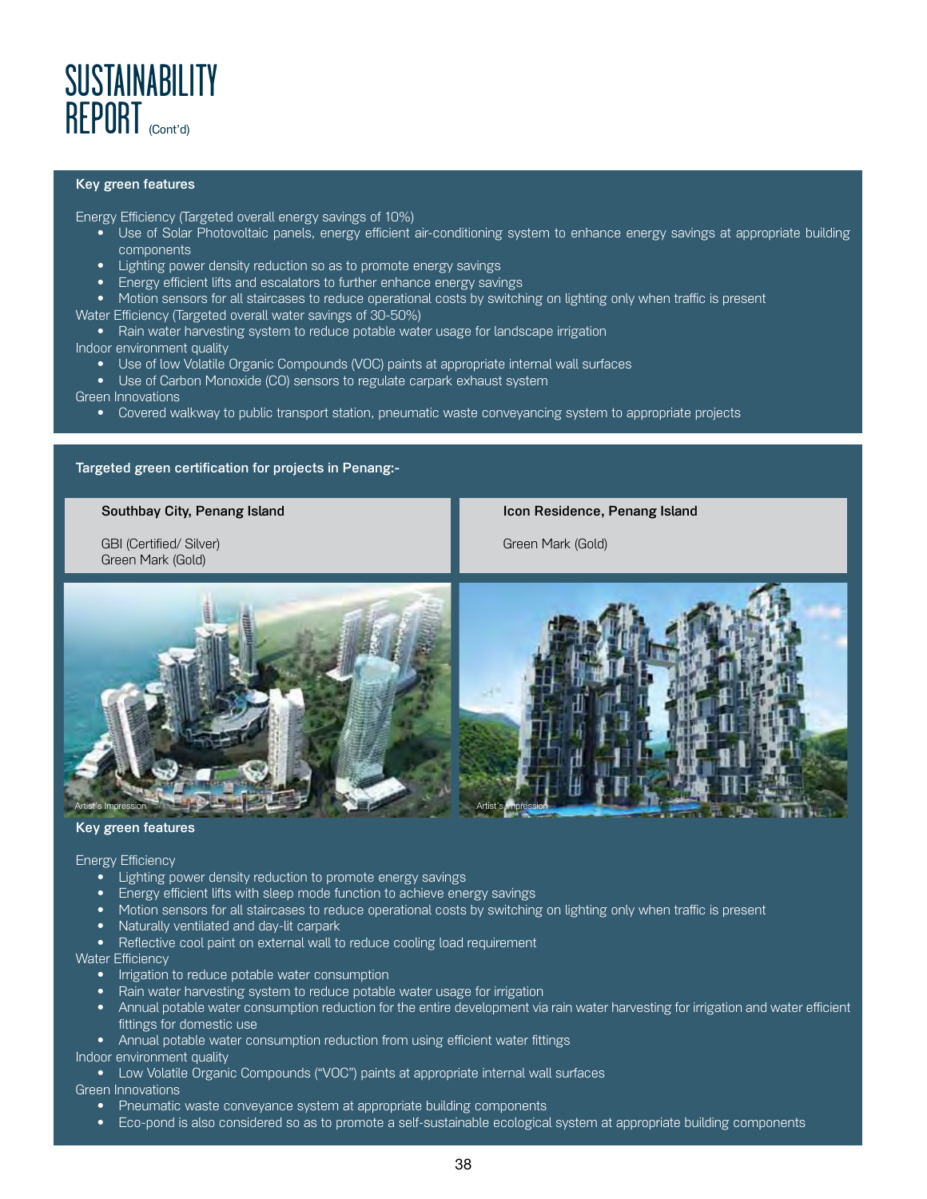# SUSTAINABILITY REPORT (Cont'd)

**Key green features**

Energy Efficiency (Targeted overall energy savings of 10%)

- Use of Solar Photovoltaic panels, energy efficient air-conditioning system to enhance energy savings at appropriate building components
- Lighting power density reduction so as to promote energy savings
- Energy efficient lifts and escalators to further enhance energy savings
- Motion sensors for all staircases to reduce operational costs by switching on lighting only when traffic is present

Water Efficiency (Targeted overall water savings of 30-50%)

- Rain water harvesting system to reduce potable water usage for landscape irrigation

Indoor environment quality

- Use of low Volatile Organic Compounds (VOC) paints at appropriate internal wall surfaces
- Use of Carbon Monoxide (CO) sensors to regulate carpark exhaust system

Green Innovations

- Covered walkway to public transport station, pneumatic waste conveyancing system to appropriate projects

**Targeted green certification for projects in Penang:-**

**Southbay City, Penang Island**

GBI (Certified/ Silver)
Green Mark (Gold)

**Icon Residence, Penang Island**

Green Mark (Gold)

Artist's Impression

Artist's Impression

**Key green features**

Energy Efficiency

- Lighting power density reduction to promote energy savings
- Energy efficient lifts with sleep mode function to achieve energy savings
- Motion sensors for all staircases to reduce operational costs by switching on lighting only when traffic is present
- Naturally ventilated and day-lit carpark
- Reflective cool paint on external wall to reduce cooling load requirement

Water Efficiency

- Irrigation to reduce potable water consumption
- Rain water harvesting system to reduce potable water usage for irrigation
- Annual potable water consumption reduction for the entire development via rain water harvesting for irrigation and water efficient fittings for domestic use
- Annual potable water consumption reduction from using efficient water fittings

Indoor environment quality

- Low Volatile Organic Compounds ("VOC") paints at appropriate internal wall surfaces

Green Innovations

- Pneumatic waste conveyance system at appropriate building components
- Eco-pond is also considered so as to promote a self-sustainable ecological system at appropriate building components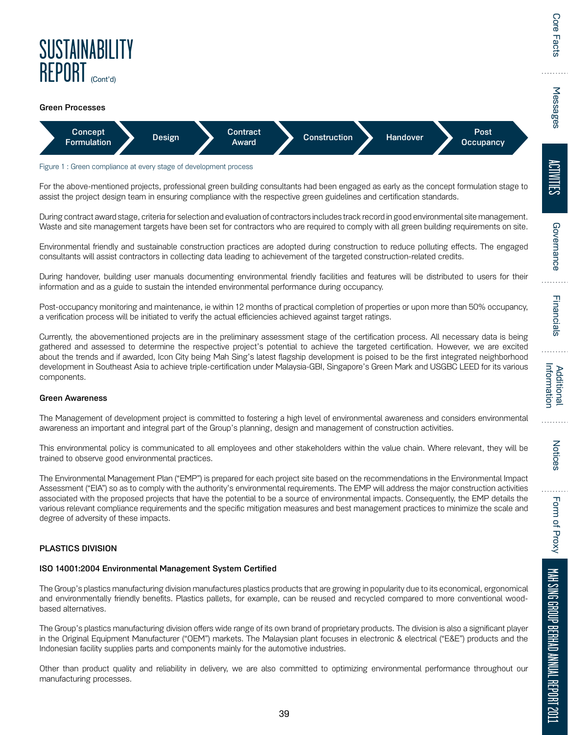# SUSTAINABILITY REPORT (Cont'd)

### Green Processes

Concept Formulation → Design → Contract Award → Construction → Handover → Post Occupancy

Figure 1 : Green compliance at every stage of development process

For the above-mentioned projects, professional green building consultants had been engaged as early as the concept formulation stage to assist the project design team in ensuring compliance with the respective green guidelines and certification standards.

During contract award stage, criteria for selection and evaluation of contractors includes track record in good environmental site management. Waste and site management targets have been set for contractors who are required to comply with all green building requirements on site.

Environmental friendly and sustainable construction practices are adopted during construction to reduce polluting effects. The engaged consultants will assist contractors in collecting data leading to achievement of the targeted construction-related credits.

During handover, building user manuals documenting environmental friendly facilities and features will be distributed to users for their information and as a guide to sustain the intended environmental performance during occupancy.

Post-occupancy monitoring and maintenance, ie within 12 months of practical completion of properties or upon more than 50% occupancy, a verification process will be initiated to verify the actual efficiencies achieved against target ratings.

Currently, the abovementioned projects are in the preliminary assessment stage of the certification process. All necessary data is being gathered and assessed to determine the respective project's potential to achieve the targeted certification. However, we are excited about the trends and if awarded, Icon City being Mah Sing's latest flagship development is poised to be the first integrated neighborhood development in Southeast Asia to achieve triple-certification under Malaysia-GBI, Singapore's Green Mark and USGBC LEED for its various components.

### Green Awareness

The Management of development project is committed to fostering a high level of environmental awareness and considers environmental awareness an important and integral part of the Group's planning, design and management of construction activities.

This environmental policy is communicated to all employees and other stakeholders within the value chain. Where relevant, they will be trained to observe good environmental practices.

The Environmental Management Plan ("EMP") is prepared for each project site based on the recommendations in the Environmental Impact Assessment ("EIA") so as to comply with the authority's environmental requirements. The EMP will address the major construction activities associated with the proposed projects that have the potential to be a source of environmental impacts. Consequently, the EMP details the various relevant compliance requirements and the specific mitigation measures and best management practices to minimize the scale and degree of adversity of these impacts.

## PLASTICS DIVISION

### ISO 14001:2004 Environmental Management System Certified

The Group's plastics manufacturing division manufactures plastics products that are growing in popularity due to its economical, ergonomical and environmentally friendly benefits. Plastics pallets, for example, can be reused and recycled compared to more conventional wood-based alternatives.

The Group's plastics manufacturing division offers wide range of its own brand of proprietary products. The division is also a significant player in the Original Equipment Manufacturer ("OEM") markets. The Malaysian plant focuses in electronic & electrical ("E&E") products and the Indonesian facility supplies parts and components mainly for the automotive industries.

Other than product quality and reliability in delivery, we are also committed to optimizing environmental performance throughout our manufacturing processes.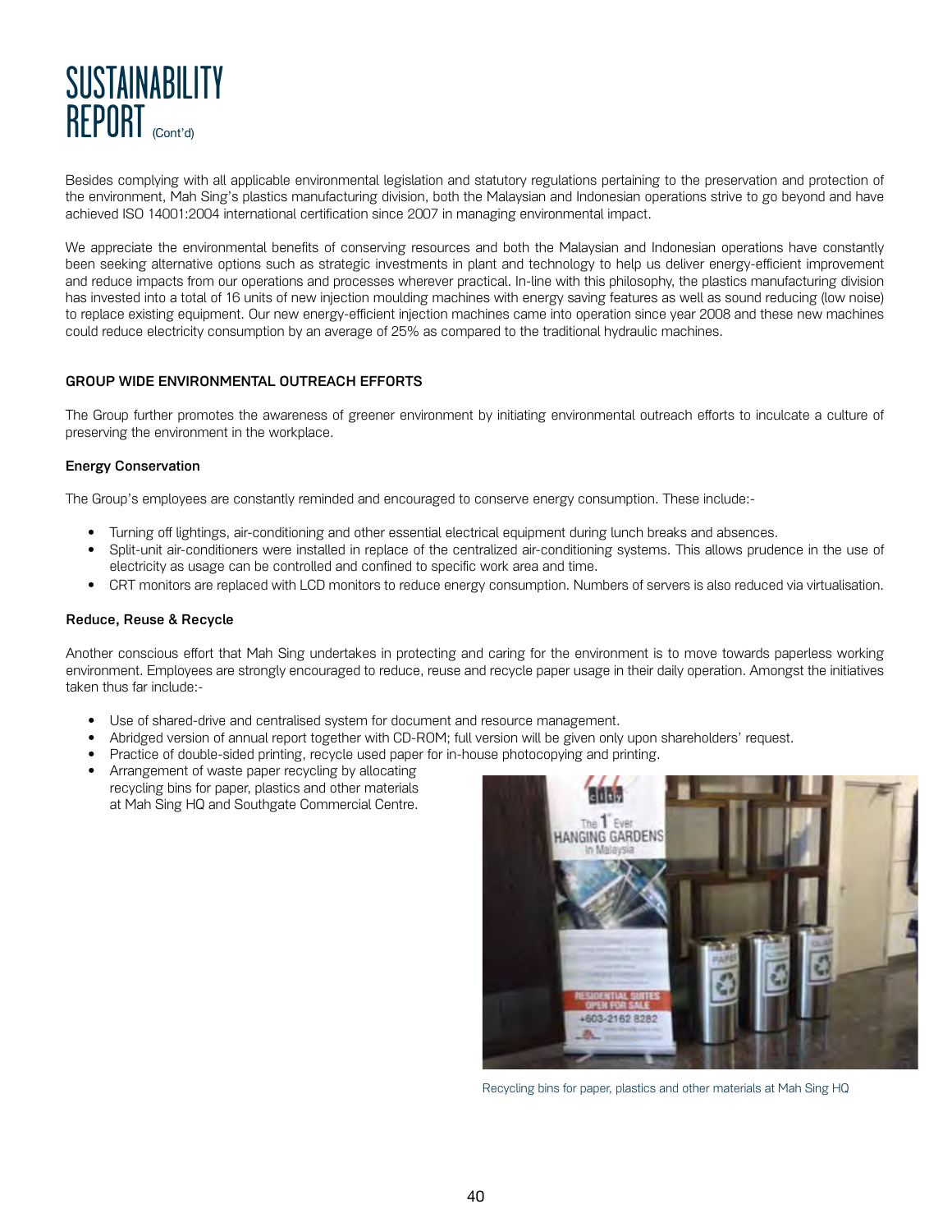# SUSTAINABILITY REPORT (Cont'd)

Besides complying with all applicable environmental legislation and statutory regulations pertaining to the preservation and protection of the environment, Mah Sing's plastics manufacturing division, both the Malaysian and Indonesian operations strive to go beyond and have achieved ISO 14001:2004 international certification since 2007 in managing environmental impact.

We appreciate the environmental benefits of conserving resources and both the Malaysian and Indonesian operations have constantly been seeking alternative options such as strategic investments in plant and technology to help us deliver energy-efficient improvement and reduce impacts from our operations and processes wherever practical. In-line with this philosophy, the plastics manufacturing division has invested into a total of 16 units of new injection moulding machines with energy saving features as well as sound reducing (low noise) to replace existing equipment. Our new energy-efficient injection machines came into operation since year 2008 and these new machines could reduce electricity consumption by an average of 25% as compared to the traditional hydraulic machines.

## GROUP WIDE ENVIRONMENTAL OUTREACH EFFORTS

The Group further promotes the awareness of greener environment by initiating environmental outreach efforts to inculcate a culture of preserving the environment in the workplace.

### Energy Conservation

The Group's employees are constantly reminded and encouraged to conserve energy consumption. These include:-

- Turning off lightings, air-conditioning and other essential electrical equipment during lunch breaks and absences.
- Split-unit air-conditioners were installed in replace of the centralized air-conditioning systems. This allows prudence in the use of electricity as usage can be controlled and confined to specific work area and time.
- CRT monitors are replaced with LCD monitors to reduce energy consumption. Numbers of servers is also reduced via virtualisation.

### Reduce, Reuse & Recycle

Another conscious effort that Mah Sing undertakes in protecting and caring for the environment is to move towards paperless working environment. Employees are strongly encouraged to reduce, reuse and recycle paper usage in their daily operation. Amongst the initiatives taken thus far include:-

- Use of shared-drive and centralised system for document and resource management.
- Abridged version of annual report together with CD-ROM; full version will be given only upon shareholders' request.
- Practice of double-sided printing, recycle used paper for in-house photocopying and printing.
- Arrangement of waste paper recycling by allocating recycling bins for paper, plastics and other materials at Mah Sing HQ and Southgate Commercial Centre.

Recycling bins for paper, plastics and other materials at Mah Sing HQ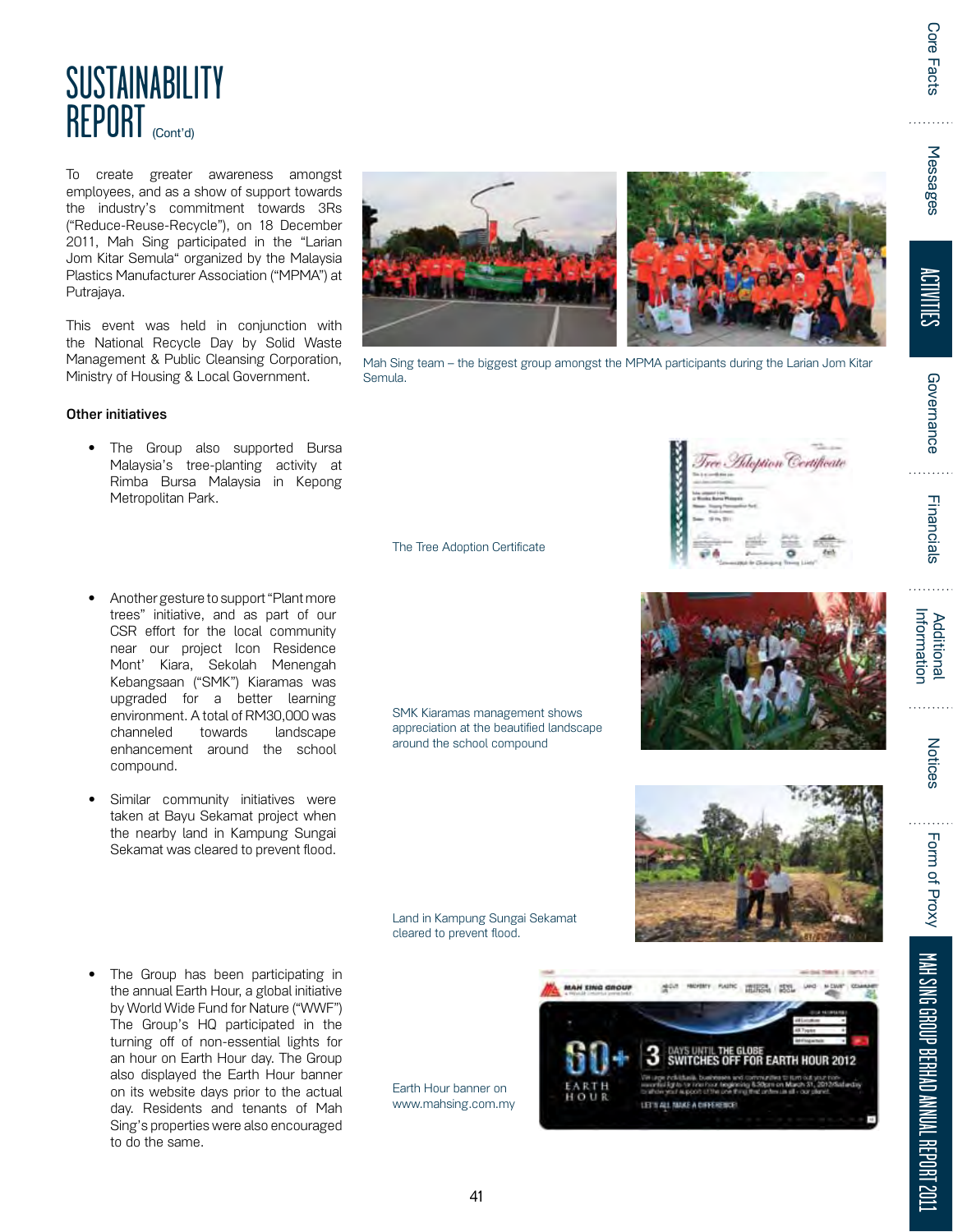# SUSTAINABILITY REPORT (Cont'd)

To create greater awareness amongst employees, and as a show of support towards the industry's commitment towards 3Rs ("Reduce-Reuse-Recycle"), on 18 December 2011, Mah Sing participated in the "Larian Jom Kitar Semula" organized by the Malaysia Plastics Manufacturer Association ("MPMA") at Putrajaya.

This event was held in conjunction with the National Recycle Day by Solid Waste Management & Public Cleansing Corporation, Ministry of Housing & Local Government.

Mah Sing team – the biggest group amongst the MPMA participants during the Larian Jom Kitar Semula.

### Other initiatives

- The Group also supported Bursa Malaysia's tree-planting activity at Rimba Bursa Malaysia in Kepong Metropolitan Park.

The Tree Adoption Certificate

- Another gesture to support "Plant more trees" initiative, and as part of our CSR effort for the local community near our project Icon Residence Mont' Kiara, Sekolah Menengah Kebangsaan ("SMK") Kiaramas was upgraded for a better learning environment. A total of RM30,000 was channeled towards landscape enhancement around the school compound.

SMK Kiaramas management shows appreciation at the beautified landscape around the school compound

- Similar community initiatives were taken at Bayu Sekamat project when the nearby land in Kampung Sungai Sekamat was cleared to prevent flood.

Land in Kampung Sungai Sekamat cleared to prevent flood.

- The Group has been participating in the annual Earth Hour, a global initiative by World Wide Fund for Nature ("WWF") The Group's HQ participated in the turning off of non-essential lights for an hour on Earth Hour day. The Group also displayed the Earth Hour banner on its website days prior to the actual day. Residents and tenants of Mah Sing's properties were also encouraged to do the same.

Earth Hour banner on www.mahsing.com.my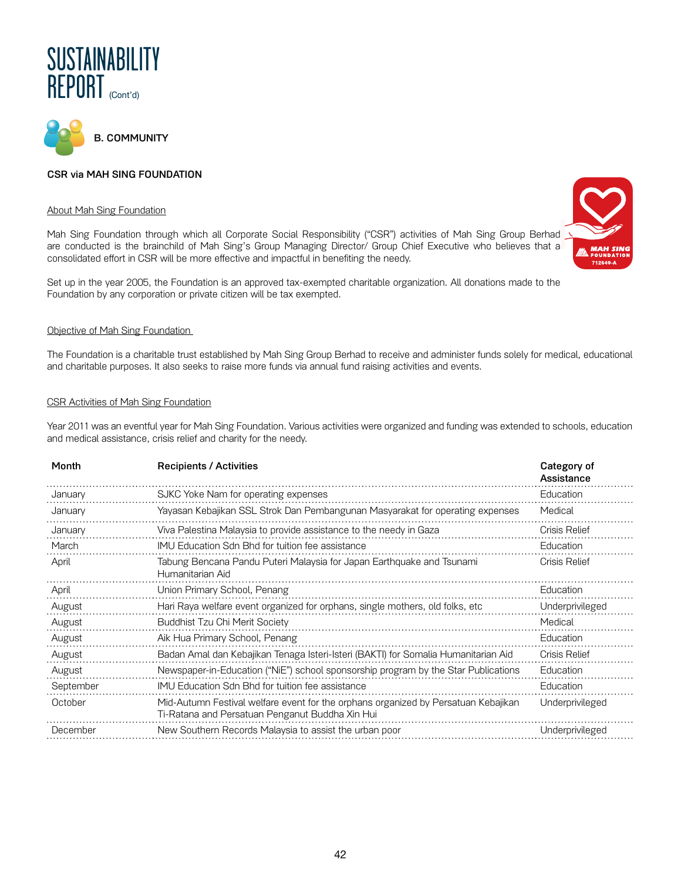# SUSTAINABILITY REPORT (Cont'd)

## B. COMMUNITY

### CSR via MAH SING FOUNDATION

About Mah Sing Foundation

Mah Sing Foundation through which all Corporate Social Responsibility ("CSR") activities of Mah Sing Group Berhad are conducted is the brainchild of Mah Sing's Group Managing Director/ Group Chief Executive who believes that a consolidated effort in CSR will be more effective and impactful in benefiting the needy.

Set up in the year 2005, the Foundation is an approved tax-exempted charitable organization. All donations made to the Foundation by any corporation or private citizen will be tax exempted.

Objective of Mah Sing Foundation

The Foundation is a charitable trust established by Mah Sing Group Berhad to receive and administer funds solely for medical, educational and charitable purposes. It also seeks to raise more funds via annual fund raising activities and events.

CSR Activities of Mah Sing Foundation

Year 2011 was an eventful year for Mah Sing Foundation. Various activities were organized and funding was extended to schools, education and medical assistance, crisis relief and charity for the needy.

| Month | Recipients / Activities | Category of Assistance |
|---|---|---|
| January | SJKC Yoke Nam for operating expenses | Education |
| January | Yayasan Kebajikan SSL Strok Dan Pembangunan Masyarakat for operating expenses | Medical |
| January | Viva Palestina Malaysia to provide assistance to the needy in Gaza | Crisis Relief |
| March | IMU Education Sdn Bhd for tuition fee assistance | Education |
| April | Tabung Bencana Pandu Puteri Malaysia for Japan Earthquake and Tsunami Humanitarian Aid | Crisis Relief |
| April | Union Primary School, Penang | Education |
| August | Hari Raya welfare event organized for orphans, single mothers, old folks, etc | Underprivileged |
| August | Buddhist Tzu Chi Merit Society | Medical |
| August | Aik Hua Primary School, Penang | Education |
| August | Badan Amal dan Kebajikan Tenaga Isteri-Isteri (BAKTI) for Somalia Humanitarian Aid | Crisis Relief |
| August | Newspaper-in-Education ("NiE") school sponsorship program by the Star Publications | Education |
| September | IMU Education Sdn Bhd for tuition fee assistance | Education |
| October | Mid-Autumn Festival welfare event for the orphans organized by Persatuan Kebajikan Ti-Ratana and Persatuan Penganut Buddha Xin Hui | Underprivileged |
| December | New Southern Records Malaysia to assist the urban poor | Underprivileged |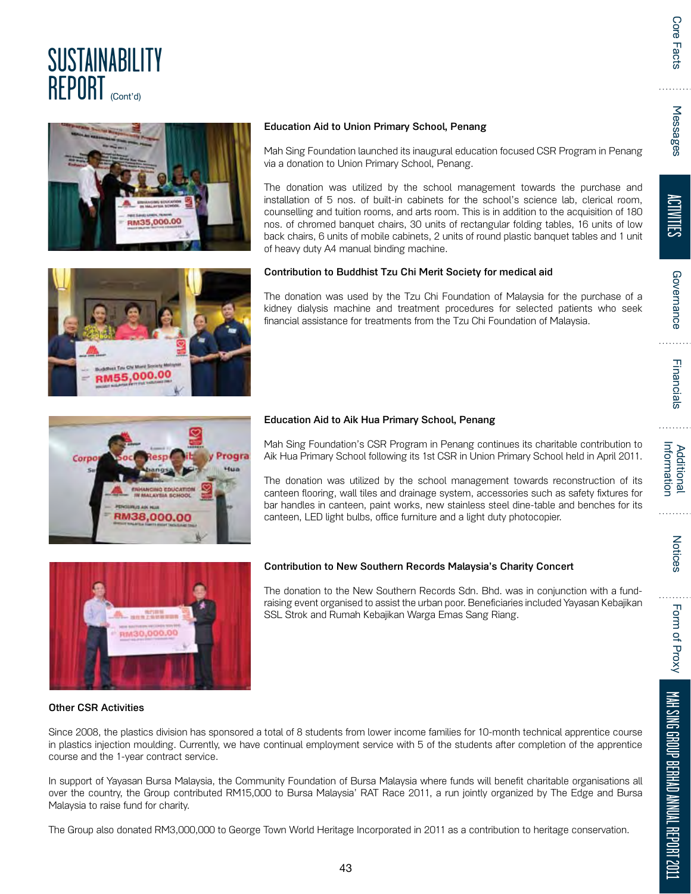# SUSTAINABILITY REPORT (Cont'd)

**Education Aid to Union Primary School, Penang**

Mah Sing Foundation launched its inaugural education focused CSR Program in Penang via a donation to Union Primary School, Penang.

The donation was utilized by the school management towards the purchase and installation of 5 nos. of built-in cabinets for the school's science lab, clerical room, counselling and tuition rooms, and arts room. This is in addition to the acquisition of 180 nos. of chromed banquet chairs, 30 units of rectangular folding tables, 16 units of low back chairs, 6 units of mobile cabinets, 2 units of round plastic banquet tables and 1 unit of heavy duty A4 manual binding machine.

**Contribution to Buddhist Tzu Chi Merit Society for medical aid**

The donation was used by the Tzu Chi Foundation of Malaysia for the purchase of a kidney dialysis machine and treatment procedures for selected patients who seek financial assistance for treatments from the Tzu Chi Foundation of Malaysia.

**Education Aid to Aik Hua Primary School, Penang**

Mah Sing Foundation's CSR Program in Penang continues its charitable contribution to Aik Hua Primary School following its 1st CSR in Union Primary School held in April 2011.

The donation was utilized by the school management towards reconstruction of its canteen flooring, wall tiles and drainage system, accessories such as safety fixtures for bar handles in canteen, paint works, new stainless steel dine-table and benches for its canteen, LED light bulbs, office furniture and a light duty photocopier.

**Contribution to New Southern Records Malaysia's Charity Concert**

The donation to the New Southern Records Sdn. Bhd. was in conjunction with a fund-raising event organised to assist the urban poor. Beneficiaries included Yayasan Kebajikan SSL Strok and Rumah Kebajikan Warga Emas Sang Riang.

**Other CSR Activities**

Since 2008, the plastics division has sponsored a total of 8 students from lower income families for 10-month technical apprentice course in plastics injection moulding. Currently, we have continual employment service with 5 of the students after completion of the apprentice course and the 1-year contract service.

In support of Yayasan Bursa Malaysia, the Community Foundation of Bursa Malaysia where funds will benefit charitable organisations all over the country, the Group contributed RM15,000 to Bursa Malaysia' RAT Race 2011, a run jointly organized by The Edge and Bursa Malaysia to raise fund for charity.

The Group also donated RM3,000,000 to George Town World Heritage Incorporated in 2011 as a contribution to heritage conservation.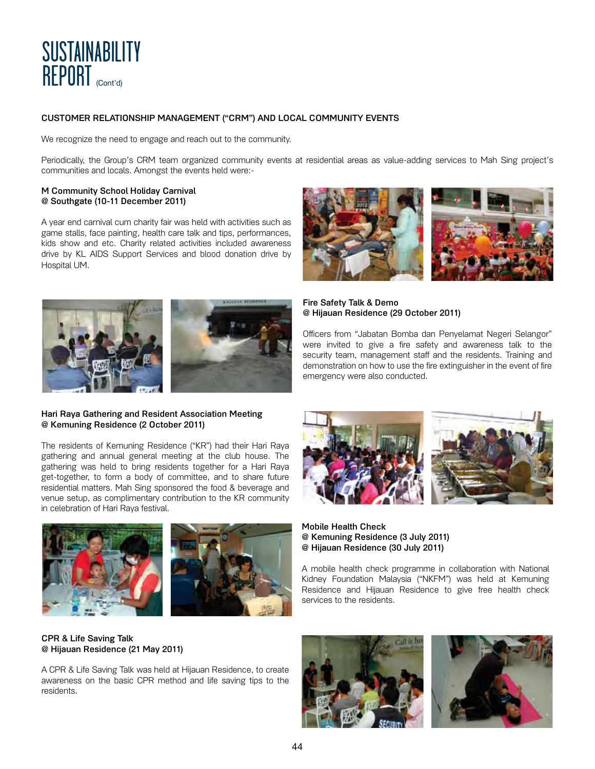# SUSTAINABILITY REPORT (Cont'd)

## CUSTOMER RELATIONSHIP MANAGEMENT ("CRM") AND LOCAL COMMUNITY EVENTS

We recognize the need to engage and reach out to the community.

Periodically, the Group's CRM team organized community events at residential areas as value-adding services to Mah Sing project's communities and locals. Amongst the events held were:-

### M Community School Holiday Carnival @ Southgate (10-11 December 2011)

A year end carnival cum charity fair was held with activities such as game stalls, face painting, health care talk and tips, performances, kids show and etc. Charity related activities included awareness drive by KL AIDS Support Services and blood donation drive by Hospital UM.

### Fire Safety Talk & Demo @ Hijauan Residence (29 October 2011)

Officers from "Jabatan Bomba dan Penyelamat Negeri Selangor" were invited to give a fire safety and awareness talk to the security team, management staff and the residents. Training and demonstration on how to use the fire extinguisher in the event of fire emergency were also conducted.

### Hari Raya Gathering and Resident Association Meeting @ Kemuning Residence (2 October 2011)

The residents of Kemuning Residence ("KR") had their Hari Raya gathering and annual general meeting at the club house. The gathering was held to bring residents together for a Hari Raya get-together, to form a body of committee, and to share future residential matters. Mah Sing sponsored the food & beverage and venue setup, as complimentary contribution to the KR community in celebration of Hari Raya festival.

### Mobile Health Check @ Kemuning Residence (3 July 2011) @ Hijauan Residence (30 July 2011)

A mobile health check programme in collaboration with National Kidney Foundation Malaysia ("NKFM") was held at Kemuning Residence and Hijauan Residence to give free health check services to the residents.

### CPR & Life Saving Talk @ Hijauan Residence (21 May 2011)

A CPR & Life Saving Talk was held at Hijauan Residence, to create awareness on the basic CPR method and life saving tips to the residents.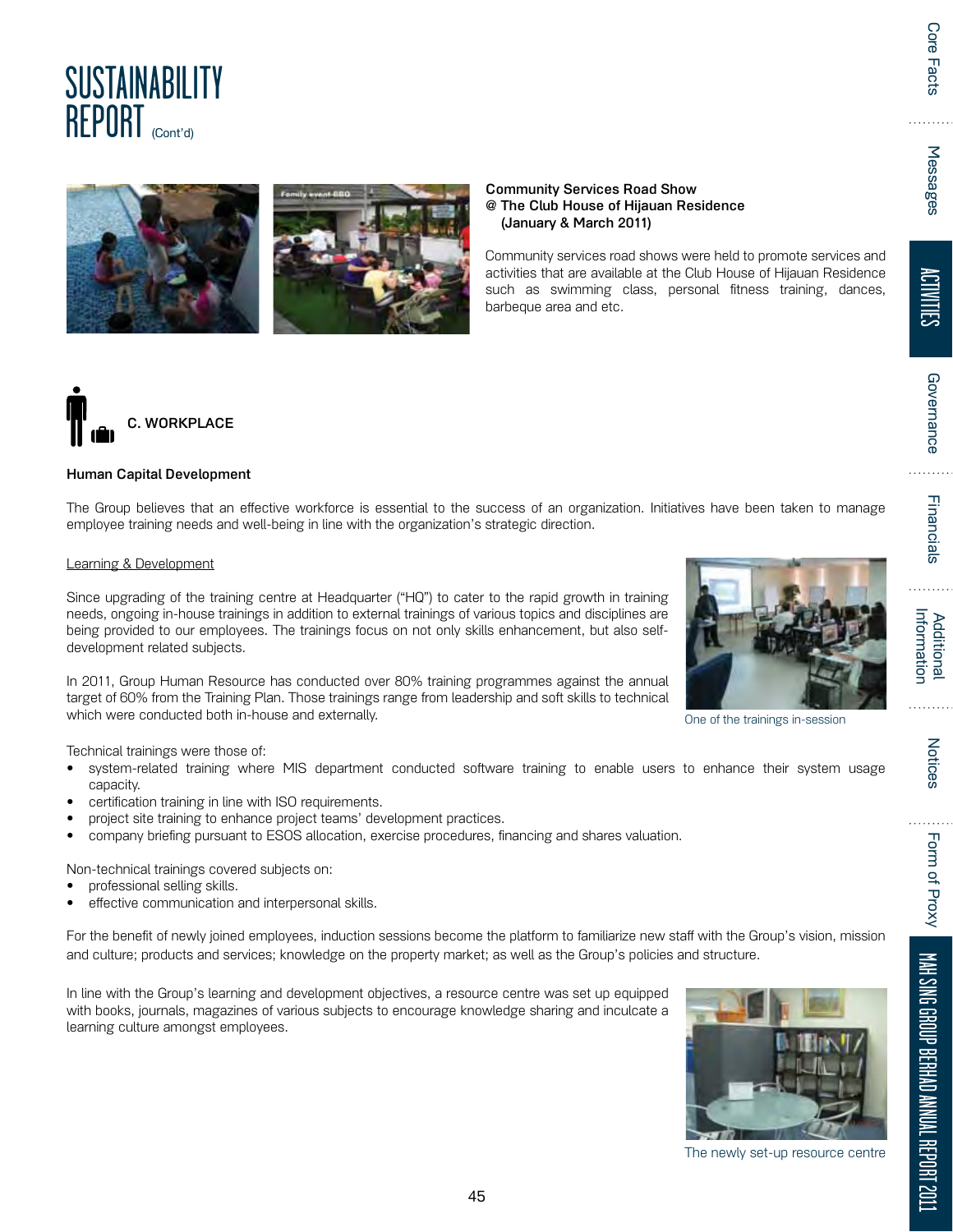# SUSTAINABILITY REPORT (Cont'd)

**Community Services Road Show @ The Club House of Hijauan Residence (January & March 2011)**

Community services road shows were held to promote services and activities that are available at the Club House of Hijauan Residence such as swimming class, personal fitness training, dances, barbeque area and etc.

## C. WORKPLACE

**Human Capital Development**

The Group believes that an effective workforce is essential to the success of an organization. Initiatives have been taken to manage employee training needs and well-being in line with the organization's strategic direction.

Learning & Development

Since upgrading of the training centre at Headquarter ("HQ") to cater to the rapid growth in training needs, ongoing in-house trainings in addition to external trainings of various topics and disciplines are being provided to our employees. The trainings focus on not only skills enhancement, but also self-development related subjects.

In 2011, Group Human Resource has conducted over 80% training programmes against the annual target of 60% from the Training Plan. Those trainings range from leadership and soft skills to technical which were conducted both in-house and externally.

One of the trainings in-session

Technical trainings were those of:

- system-related training where MIS department conducted software training to enable users to enhance their system usage capacity.
- certification training in line with ISO requirements.
- project site training to enhance project teams' development practices.
- company briefing pursuant to ESOS allocation, exercise procedures, financing and shares valuation.

Non-technical trainings covered subjects on:

- professional selling skills.
- effective communication and interpersonal skills.

For the benefit of newly joined employees, induction sessions become the platform to familiarize new staff with the Group's vision, mission and culture; products and services; knowledge on the property market; as well as the Group's policies and structure.

In line with the Group's learning and development objectives, a resource centre was set up equipped with books, journals, magazines of various subjects to encourage knowledge sharing and inculcate a learning culture amongst employees.

The newly set-up resource centre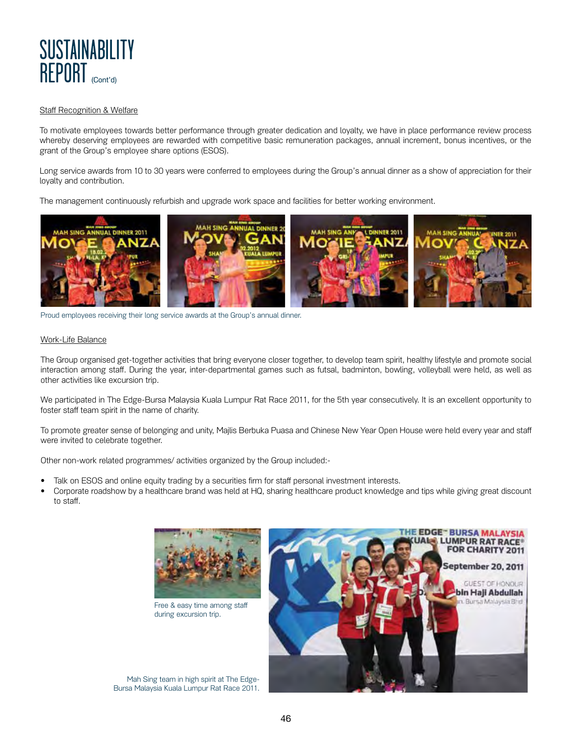# SUSTAINABILITY REPORT (Cont'd)

## Staff Recognition & Welfare

To motivate employees towards better performance through greater dedication and loyalty, we have in place performance review process whereby deserving employees are rewarded with competitive basic remuneration packages, annual increment, bonus incentives, or the grant of the Group's employee share options (ESOS).

Long service awards from 10 to 30 years were conferred to employees during the Group's annual dinner as a show of appreciation for their loyalty and contribution.

The management continuously refurbish and upgrade work space and facilities for better working environment.

Proud employees receiving their long service awards at the Group's annual dinner.

## Work-Life Balance

The Group organised get-together activities that bring everyone closer together, to develop team spirit, healthy lifestyle and promote social interaction among staff. During the year, inter-departmental games such as futsal, badminton, bowling, volleyball were held, as well as other activities like excursion trip.

We participated in The Edge-Bursa Malaysia Kuala Lumpur Rat Race 2011, for the 5th year consecutively. It is an excellent opportunity to foster staff team spirit in the name of charity.

To promote greater sense of belonging and unity, Majlis Berbuka Puasa and Chinese New Year Open House were held every year and staff were invited to celebrate together.

Other non-work related programmes/ activities organized by the Group included:-

- Talk on ESOS and online equity trading by a securities firm for staff personal investment interests.
- Corporate roadshow by a healthcare brand was held at HQ, sharing healthcare product knowledge and tips while giving great discount to staff.

Free & easy time among staff during excursion trip.

Mah Sing team in high spirit at The Edge-Bursa Malaysia Kuala Lumpur Rat Race 2011.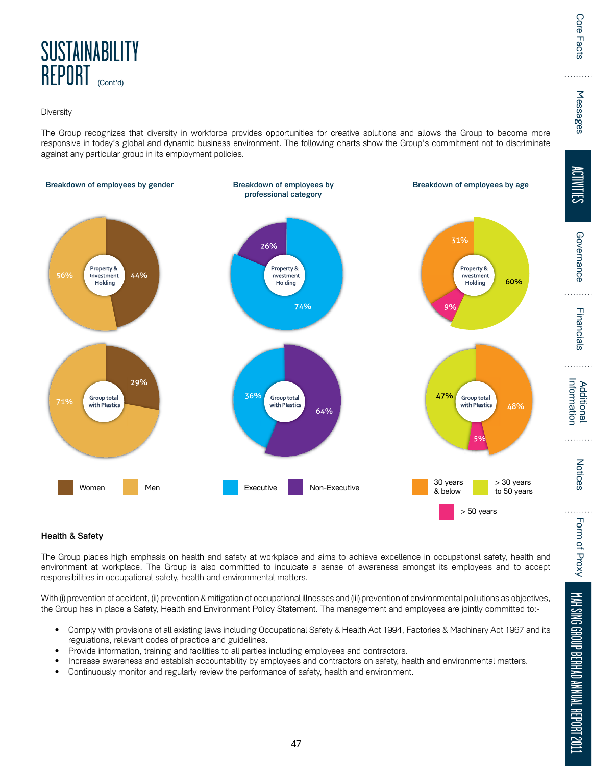# SUSTAINABILITY REPORT (Cont'd)

Diversity

The Group recognizes that diversity in workforce provides opportunities for creative solutions and allows the Group to become more responsive in today's global and dynamic business environment. The following charts show the Group's commitment not to discriminate against any particular group in its employment policies.

**Breakdown of employees by gender**

| | Women | Men |
|---|---|---|
| Property & Investment Holding | 44% | 56% |
| Group total with Plastics | 29% | 71% |

**Breakdown of employees by professional category**

| | Executive | Non-Executive |
|---|---|---|
| Property & Investment Holding | 74% | 26% |
| Group total with Plastics | 36% | 64% |

**Breakdown of employees by age**

| | 30 years & below | > 30 years to 50 years | > 50 years |
|---|---|---|---|
| Property & Investment Holding | 31% | 60% | 9% |
| Group total with Plastics | 48% | 47% | 5% |

**Health & Safety**

The Group places high emphasis on health and safety at workplace and aims to achieve excellence in occupational safety, health and environment at workplace. The Group is also committed to inculcate a sense of awareness amongst its employees and to accept responsibilities in occupational safety, health and environmental matters.

With (i) prevention of accident, (ii) prevention & mitigation of occupational illnesses and (iii) prevention of environmental pollutions as objectives, the Group has in place a Safety, Health and Environment Policy Statement. The management and employees are jointly committed to:-

- Comply with provisions of all existing laws including Occupational Safety & Health Act 1994, Factories & Machinery Act 1967 and its regulations, relevant codes of practice and guidelines.
- Provide information, training and facilities to all parties including employees and contractors.
- Increase awareness and establish accountability by employees and contractors on safety, health and environmental matters.
- Continuously monitor and regularly review the performance of safety, health and environment.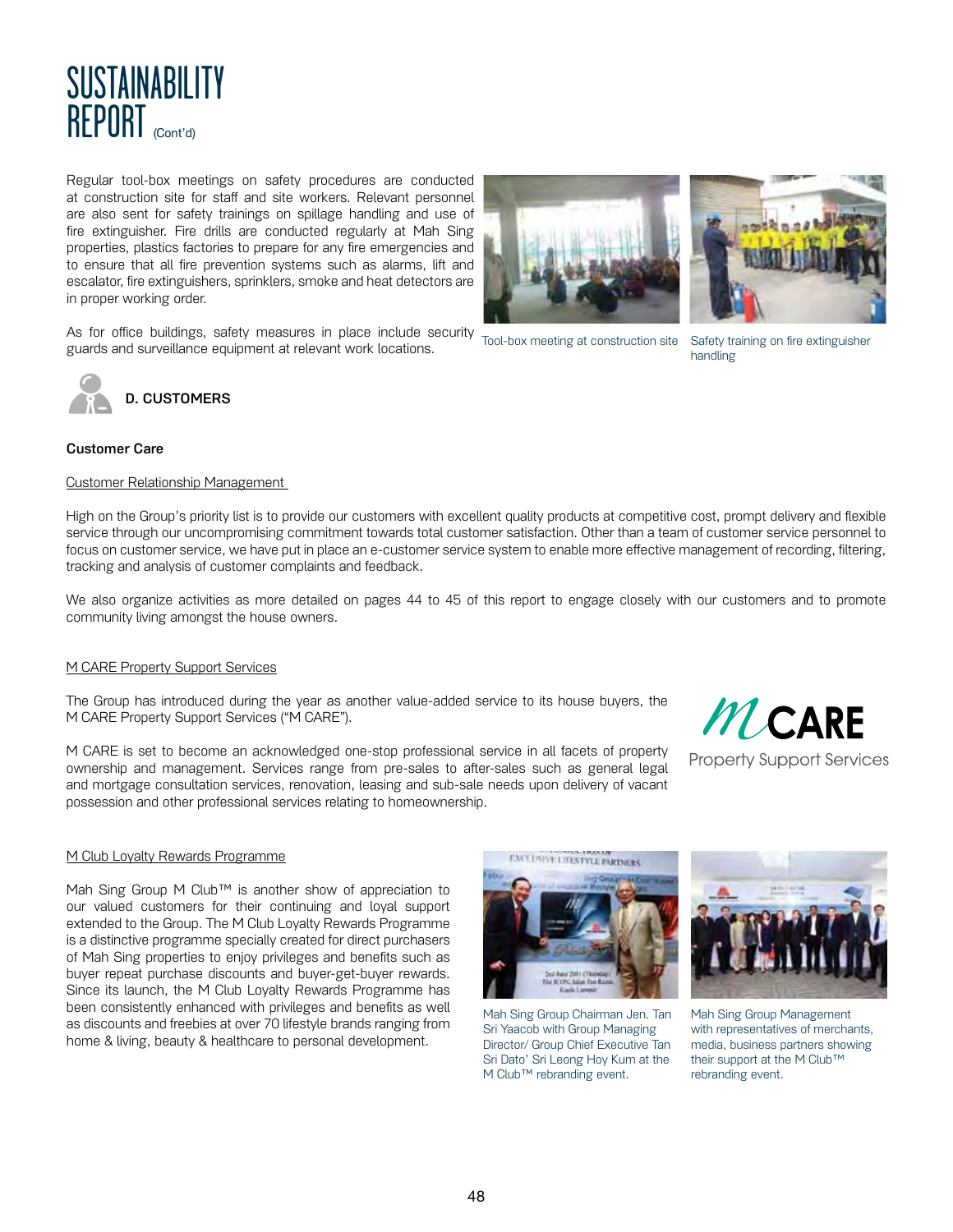# SUSTAINABILITY REPORT (Cont'd)

Regular tool-box meetings on safety procedures are conducted at construction site for staff and site workers. Relevant personnel are also sent for safety trainings on spillage handling and use of fire extinguisher. Fire drills are conducted regularly at Mah Sing properties, plastics factories to prepare for any fire emergencies and to ensure that all fire prevention systems such as alarms, lift and escalator, fire extinguishers, sprinklers, smoke and heat detectors are in proper working order.

As for office buildings, safety measures in place include security guards and surveillance equipment at relevant work locations.

Tool-box meeting at construction site

Safety training on fire extinguisher handling

## D. CUSTOMERS

### Customer Care

Customer Relationship Management

High on the Group's priority list is to provide our customers with excellent quality products at competitive cost, prompt delivery and flexible service through our uncompromising commitment towards total customer satisfaction. Other than a team of customer service personnel to focus on customer service, we have put in place an e-customer service system to enable more effective management of recording, filtering, tracking and analysis of customer complaints and feedback.

We also organize activities as more detailed on pages 44 to 45 of this report to engage closely with our customers and to promote community living amongst the house owners.

M CARE Property Support Services

The Group has introduced during the year as another value-added service to its house buyers, the M CARE Property Support Services ("M CARE").

M CARE is set to become an acknowledged one-stop professional service in all facets of property ownership and management. Services range from pre-sales to after-sales such as general legal and mortgage consultation services, renovation, leasing and sub-sale needs upon delivery of vacant possession and other professional services relating to homeownership.

M CARE Property Support Services

M Club Loyalty Rewards Programme

Mah Sing Group M Club™ is another show of appreciation to our valued customers for their continuing and loyal support extended to the Group. The M Club Loyalty Rewards Programme is a distinctive programme specially created for direct purchasers of Mah Sing properties to enjoy privileges and benefits such as buyer repeat purchase discounts and buyer-get-buyer rewards. Since its launch, the M Club Loyalty Rewards Programme has been consistently enhanced with privileges and benefits as well as discounts and freebies at over 70 lifestyle brands ranging from home & living, beauty & healthcare to personal development.

Mah Sing Group Chairman Jen. Tan Sri Yaacob with Group Managing Director/ Group Chief Executive Tan Sri Dato' Sri Leong Hoy Kum at the M Club™ rebranding event.

Mah Sing Group Management with representatives of merchants, media, business partners showing their support at the M Club™ rebranding event.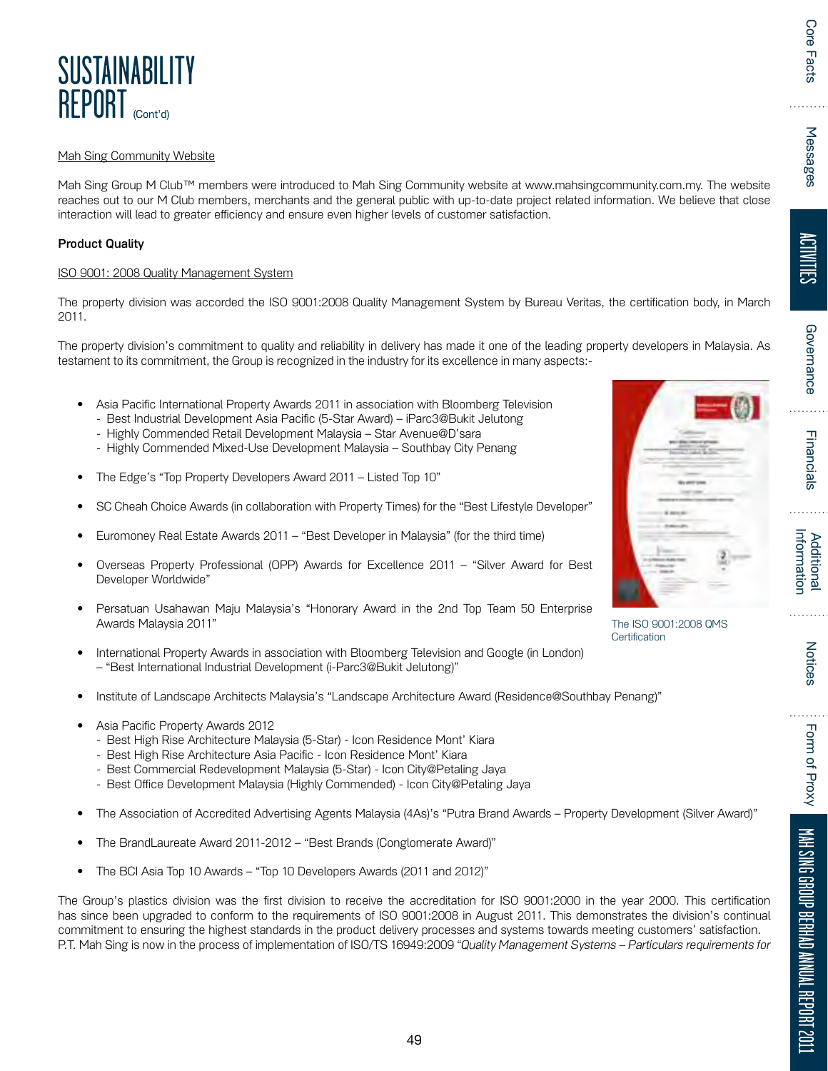# SUSTAINABILITY REPORT (Cont'd)

Mah Sing Community Website

Mah Sing Group M Club™ members were introduced to Mah Sing Community website at www.mahsingcommunity.com.my. The website reaches out to our M Club members, merchants and the general public with up-to-date project related information. We believe that close interaction will lead to greater efficiency and ensure even higher levels of customer satisfaction.

**Product Quality**

ISO 9001: 2008 Quality Management System

The property division was accorded the ISO 9001:2008 Quality Management System by Bureau Veritas, the certification body, in March 2011.

The property division's commitment to quality and reliability in delivery has made it one of the leading property developers in Malaysia. As testament to its commitment, the Group is recognized in the industry for its excellence in many aspects:-

- Asia Pacific International Property Awards 2011 in association with Bloomberg Television
  - Best Industrial Development Asia Pacific (5-Star Award) – iParc3@Bukit Jelutong
  - Highly Commended Retail Development Malaysia – Star Avenue@D'sara
  - Highly Commended Mixed-Use Development Malaysia – Southbay City Penang
- The Edge's "Top Property Developers Award 2011 – Listed Top 10"
- SC Cheah Choice Awards (in collaboration with Property Times) for the "Best Lifestyle Developer"
- Euromoney Real Estate Awards 2011 – "Best Developer in Malaysia" (for the third time)
- Overseas Property Professional (OPP) Awards for Excellence 2011 – "Silver Award for Best Developer Worldwide"
- Persatuan Usahawan Maju Malaysia's "Honorary Award in the 2nd Top Team 50 Enterprise Awards Malaysia 2011"
- International Property Awards in association with Bloomberg Television and Google (in London) – "Best International Industrial Development (i-Parc3@Bukit Jelutong)"
- Institute of Landscape Architects Malaysia's "Landscape Architecture Award (Residence@Southbay Penang)"
- Asia Pacific Property Awards 2012
  - Best High Rise Architecture Malaysia (5-Star) - Icon Residence Mont' Kiara
  - Best High Rise Architecture Asia Pacific - Icon Residence Mont' Kiara
  - Best Commercial Redevelopment Malaysia (5-Star) - Icon City@Petaling Jaya
  - Best Office Development Malaysia (Highly Commended) - Icon City@Petaling Jaya
- The Association of Accredited Advertising Agents Malaysia (4As)'s "Putra Brand Awards – Property Development (Silver Award)"
- The BrandLaureate Award 2011-2012 – "Best Brands (Conglomerate Award)"
- The BCI Asia Top 10 Awards – "Top 10 Developers Awards (2011 and 2012)"

The ISO 9001:2008 QMS Certification

The Group's plastics division was the first division to receive the accreditation for ISO 9001:2000 in the year 2000. This certification has since been upgraded to conform to the requirements of ISO 9001:2008 in August 2011. This demonstrates the division's continual commitment to ensuring the highest standards in the product delivery processes and systems towards meeting customers' satisfaction. P.T. Mah Sing is now in the process of implementation of ISO/TS 16949:2009 *"Quality Management Systems – Particulars requirements for*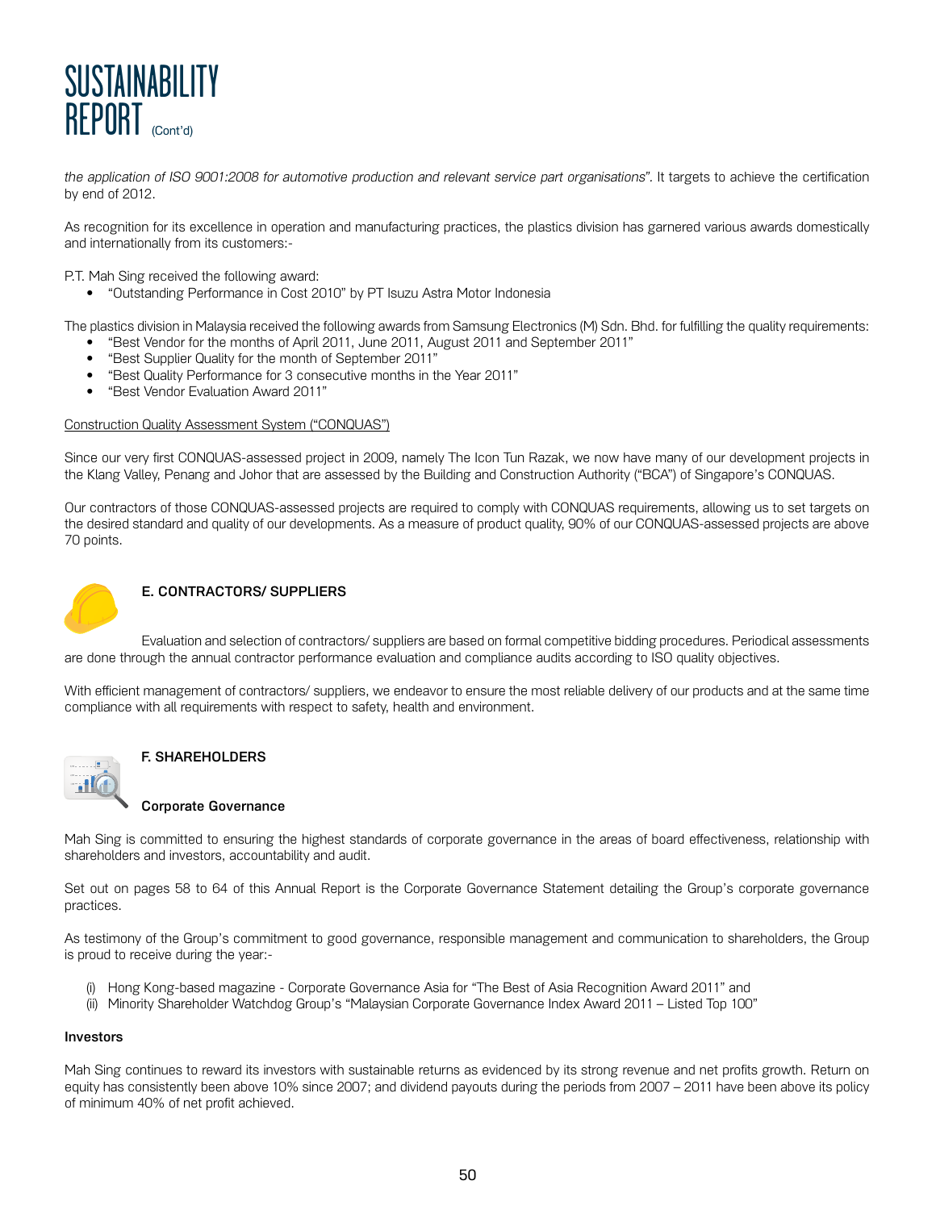*the application of ISO 9001:2008 for automotive production and relevant service part organisations"*. It targets to achieve the certification by end of 2012.

As recognition for its excellence in operation and manufacturing practices, the plastics division has garnered various awards domestically and internationally from its customers:-

P.T. Mah Sing received the following award:

- "Outstanding Performance in Cost 2010" by PT Isuzu Astra Motor Indonesia

The plastics division in Malaysia received the following awards from Samsung Electronics (M) Sdn. Bhd. for fulfilling the quality requirements:

- "Best Vendor for the months of April 2011, June 2011, August 2011 and September 2011"
- "Best Supplier Quality for the month of September 2011"
- "Best Quality Performance for 3 consecutive months in the Year 2011"
- "Best Vendor Evaluation Award 2011"

Construction Quality Assessment System ("CONQUAS")

Since our very first CONQUAS-assessed project in 2009, namely The Icon Tun Razak, we now have many of our development projects in the Klang Valley, Penang and Johor that are assessed by the Building and Construction Authority ("BCA") of Singapore's CONQUAS.

Our contractors of those CONQUAS-assessed projects are required to comply with CONQUAS requirements, allowing us to set targets on the desired standard and quality of our developments. As a measure of product quality, 90% of our CONQUAS-assessed projects are above 70 points.

## E. CONTRACTORS/ SUPPLIERS

Evaluation and selection of contractors/ suppliers are based on formal competitive bidding procedures. Periodical assessments are done through the annual contractor performance evaluation and compliance audits according to ISO quality objectives.

With efficient management of contractors/ suppliers, we endeavor to ensure the most reliable delivery of our products and at the same time compliance with all requirements with respect to safety, health and environment.

## F. SHAREHOLDERS

### Corporate Governance

Mah Sing is committed to ensuring the highest standards of corporate governance in the areas of board effectiveness, relationship with shareholders and investors, accountability and audit.

Set out on pages 58 to 64 of this Annual Report is the Corporate Governance Statement detailing the Group's corporate governance practices.

As testimony of the Group's commitment to good governance, responsible management and communication to shareholders, the Group is proud to receive during the year:-

(i) Hong Kong-based magazine - Corporate Governance Asia for "The Best of Asia Recognition Award 2011" and
(ii) Minority Shareholder Watchdog Group's "Malaysian Corporate Governance Index Award 2011 – Listed Top 100"

### Investors

Mah Sing continues to reward its investors with sustainable returns as evidenced by its strong revenue and net profits growth. Return on equity has consistently been above 10% since 2007; and dividend payouts during the periods from 2007 – 2011 have been above its policy of minimum 40% of net profit achieved.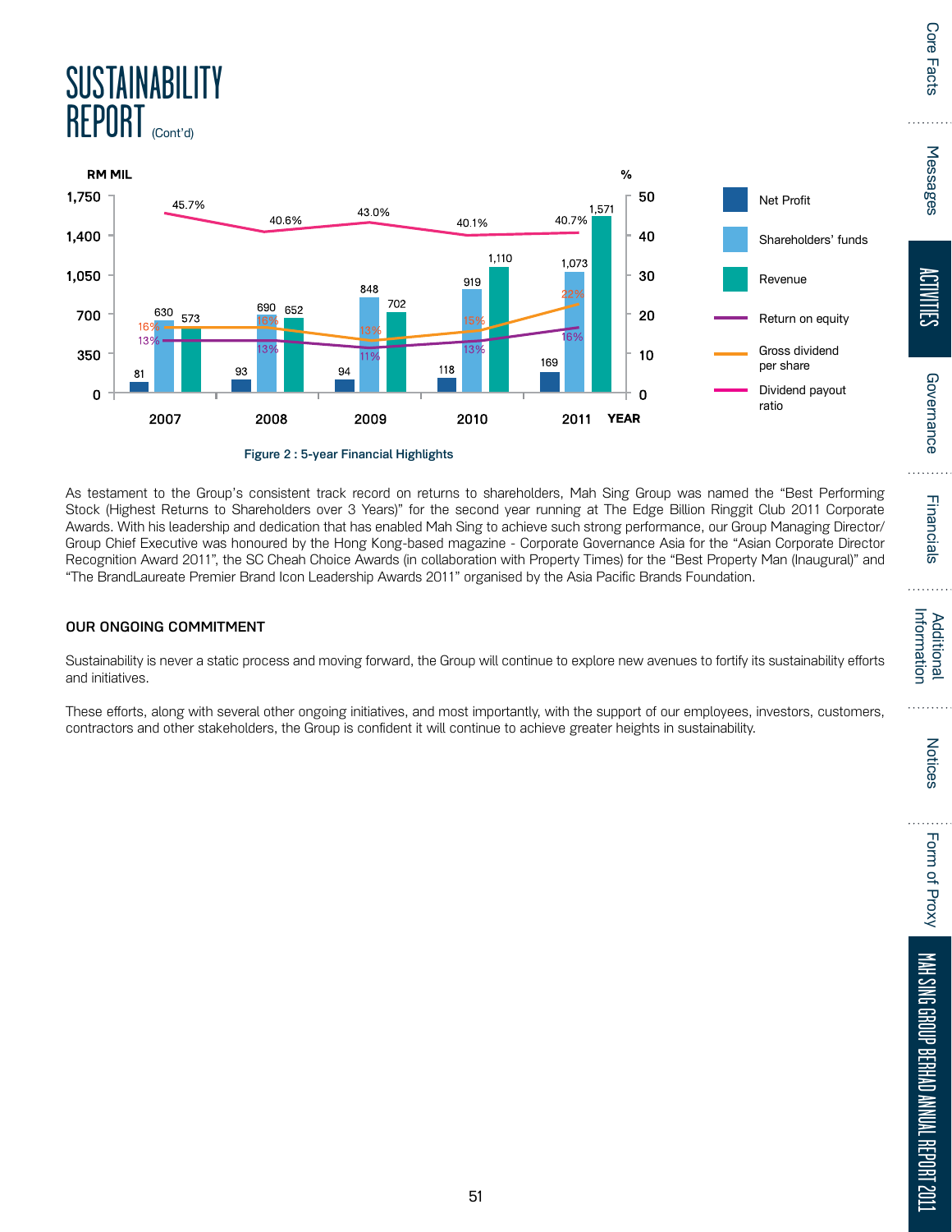# SUSTAINABILITY REPORT (Cont'd)

RM MIL
%
1,750
1,400
1,050
700
350
0
50
40
30
20
10
0
45.7%
40.6%
43.0%
40.1%
40.7%
630
573
690
652
848
702
919
1,110
1,073
1,571
81
93
94
118
169
16%
13%
16%
13%
13%
11%
15%
13%
22%
16%
2007
2008
2009
2010
2011
YEAR

Net Profit
Shareholders' funds
Revenue
Return on equity
Gross dividend per share
Dividend payout ratio

Figure 2 : 5-year Financial Highlights

As testament to the Group's consistent track record on returns to shareholders, Mah Sing Group was named the "Best Performing Stock (Highest Returns to Shareholders over 3 Years)" for the second year running at The Edge Billion Ringgit Club 2011 Corporate Awards. With his leadership and dedication that has enabled Mah Sing to achieve such strong performance, our Group Managing Director/ Group Chief Executive was honoured by the Hong Kong-based magazine - Corporate Governance Asia for the "Asian Corporate Director Recognition Award 2011", the SC Cheah Choice Awards (in collaboration with Property Times) for the "Best Property Man (Inaugural)" and "The BrandLaureate Premier Brand Icon Leadership Awards 2011" organised by the Asia Pacific Brands Foundation.

## OUR ONGOING COMMITMENT

Sustainability is never a static process and moving forward, the Group will continue to explore new avenues to fortify its sustainability efforts and initiatives.

These efforts, along with several other ongoing initiatives, and most importantly, with the support of our employees, investors, customers, contractors and other stakeholders, the Group is confident it will continue to achieve greater heights in sustainability.